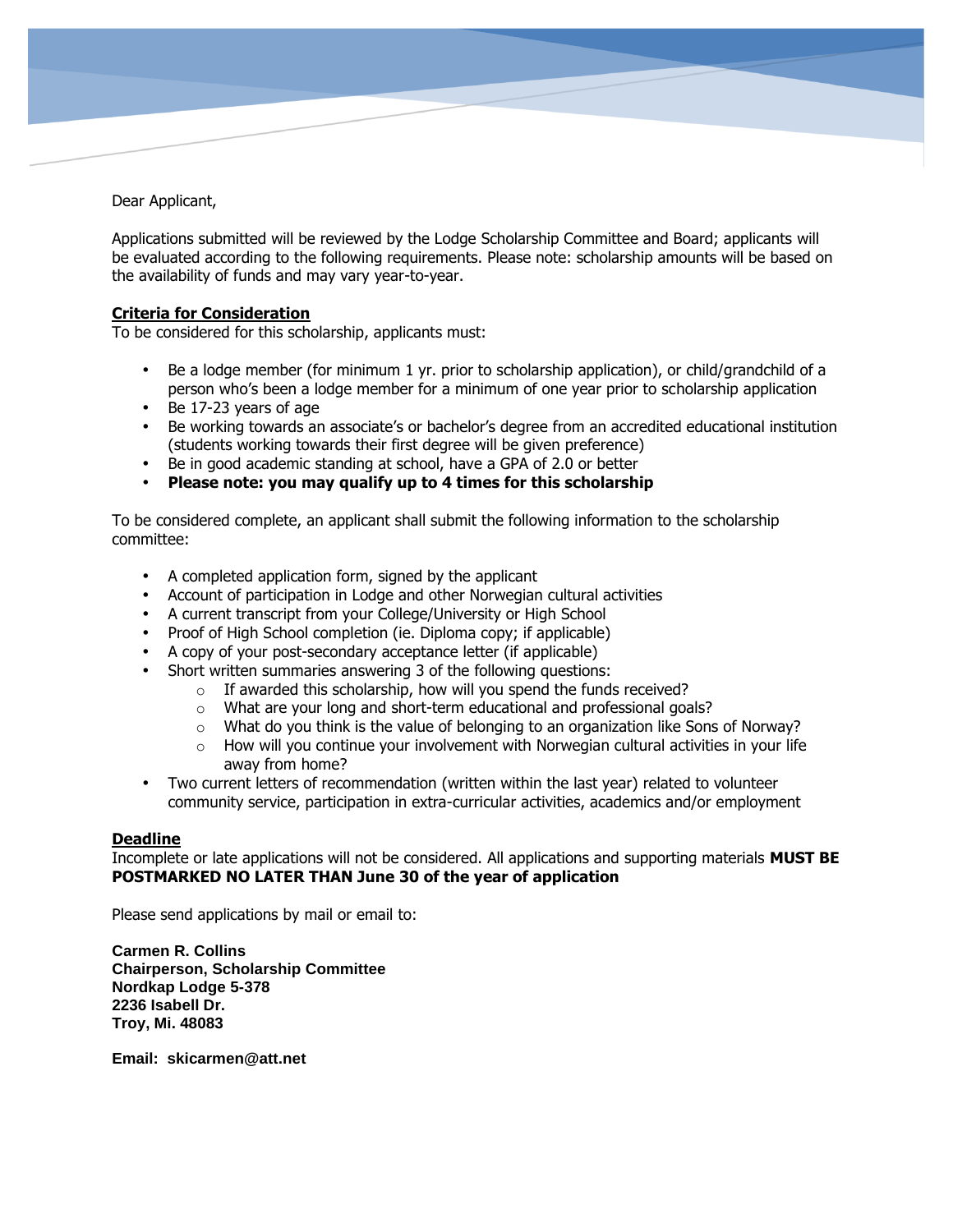Dear Applicant,

Applications submitted will be reviewed by the Lodge Scholarship Committee and Board; applicants will be evaluated according to the following requirements. Please note: scholarship amounts will be based on the availability of funds and may vary year-to-year.

**Criteria for Consideration**

To be considered for this scholarship, applicants must:

- Be a lodge member (for minimum 1 yr. prior to scholarship application), or child/grandchild of a person who's been a lodge member for a minimum of one year prior to scholarship application
- Be 17-23 years of age
- Be working towards an associate's or bachelor's degree from an accredited educational institution (students working towards their first degree will be given preference)
- Be in good academic standing at school, have a GPA of 2.0 or better
- **Please note: you may qualify up to 4 times for this scholarship**

To be considered complete, an applicant shall submit the following information to the scholarship committee:

- A completed application form, signed by the applicant
- Account of participation in Lodge and other Norwegian cultural activities
- A current transcript from your College/University or High School
- Proof of High School completion (ie. Diploma copy; if applicable)
- A copy of your post-secondary acceptance letter (if applicable)
- Short written summaries answering 3 of the following questions:
  - If awarded this scholarship, how will you spend the funds received?
  - What are your long and short-term educational and professional goals?
  - What do you think is the value of belonging to an organization like Sons of Norway?
  - How will you continue your involvement with Norwegian cultural activities in your life away from home?
- Two current letters of recommendation (written within the last year) related to volunteer community service, participation in extra-curricular activities, academics and/or employment

**Deadline**

Incomplete or late applications will not be considered. All applications and supporting materials **MUST BE POSTMARKED NO LATER THAN June 30 of the year of application**

Please send applications by mail or email to:

**Carmen R. Collins**
**Chairperson, Scholarship Committee**
**Nordkap Lodge 5-378**
**2236 Isabell Dr.**
**Troy, Mi. 48083**

**Email: skicarmen@att.net**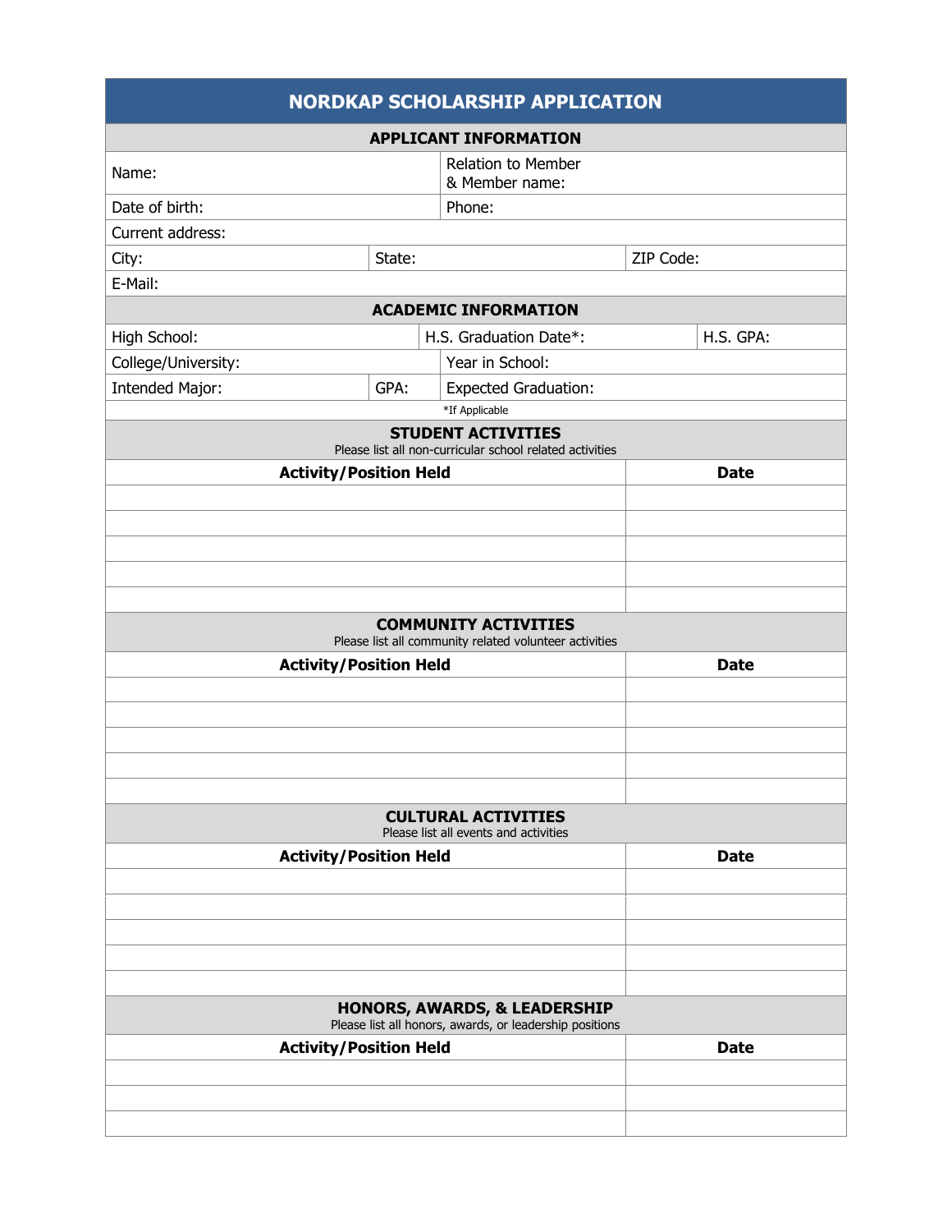# NORDKAP SCHOLARSHIP APPLICATION

## APPLICANT INFORMATION

| | | |
|---|---|---|
| Name: | Relation to Member & Member name: | |
| Date of birth: | Phone: | |
| Current address: | | |
| City: | State: | ZIP Code: |
| E-Mail: | | |

## ACADEMIC INFORMATION

| | | |
|---|---|---|
| High School: | H.S. Graduation Date*: | H.S. GPA: |
| College/University: | Year in School: | |
| Intended Major: | GPA: | Expected Graduation: |

*If Applicable

## STUDENT ACTIVITIES

Please list all non-curricular school related activities

| Activity/Position Held | Date |
|---|---|
| | |
| | |
| | |
| | |
| | |

## COMMUNITY ACTIVITIES

Please list all community related volunteer activities

| Activity/Position Held | Date |
|---|---|
| | |
| | |
| | |
| | |
| | |

## CULTURAL ACTIVITIES

Please list all events and activities

| Activity/Position Held | Date |
|---|---|
| | |
| | |
| | |
| | |
| | |

## HONORS, AWARDS, & LEADERSHIP

Please list all honors, awards, or leadership positions

| Activity/Position Held | Date |
|---|---|
| | |
| | |
| | |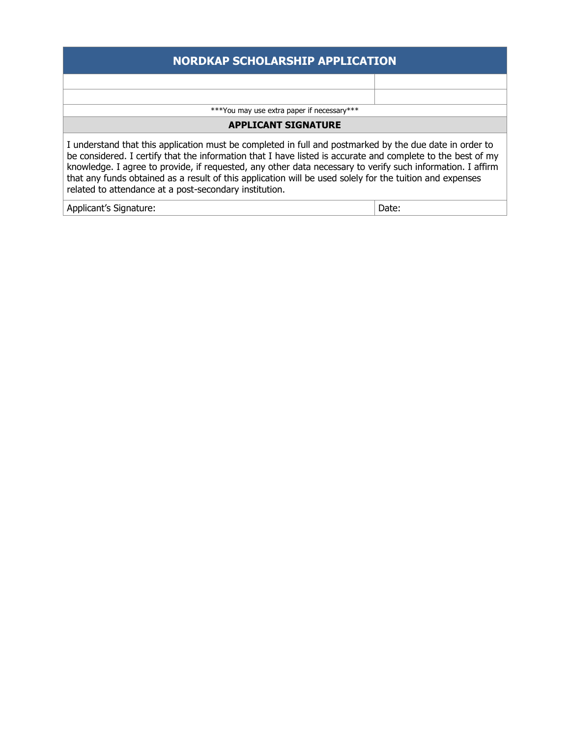# NORDKAP SCHOLARSHIP APPLICATION

| | |
|---|---|
| | |
| | |

***You may use extra paper if necessary***

## APPLICANT SIGNATURE

I understand that this application must be completed in full and postmarked by the due date in order to be considered. I certify that the information that I have listed is accurate and complete to the best of my knowledge. I agree to provide, if requested, any other data necessary to verify such information. I affirm that any funds obtained as a result of this application will be used solely for the tuition and expenses related to attendance at a post-secondary institution.

| | |
|---|---|
| Applicant's Signature: | Date: |